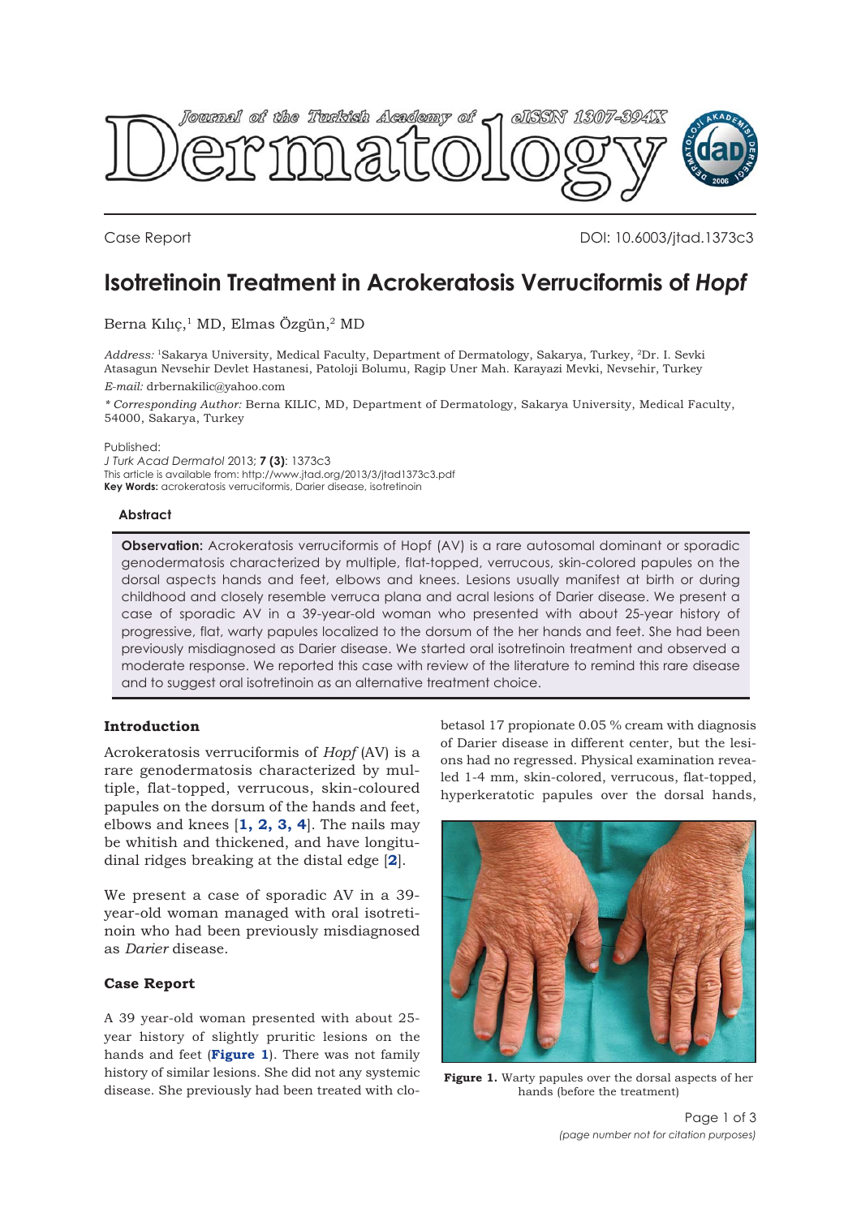Case Report

DOI: 10.6003/jtad.1373c3

# Isotretinoin Treatment in Acrokeratosis Verruciformis of *Hopf*

Berna Kılıç,[1] MD, Elmas Özgün,[2] MD

*Address:* [1]Sakarya University, Medical Faculty, Department of Dermatology, Sakarya, Turkey, [2]Dr. I. Sevki Atasagun Nevsehir Devlet Hastanesi, Patoloji Bolumu, Ragip Uner Mah. Karayazi Mevki, Nevsehir, Turkey

*E-mail:* drbernakilic@yahoo.com

*\* Corresponding Author:* Berna KILIC, MD, Department of Dermatology, Sakarya University, Medical Faculty, 54000, Sakarya, Turkey

Published:
*J Turk Acad Dermatol* 2013; **7 (3)**: 1373c3
This article is available from: http://www.jtad.org/2013/3/jtad1373c3.pdf
**Key Words:** acrokeratosis verruciformis, Darier disease, isotretinoin

### Abstract

**Observation:** Acrokeratosis verruciformis of Hopf (AV) is a rare autosomal dominant or sporadic genodermatosis characterized by multiple, flat-topped, verrucous, skin-colored papules on the dorsal aspects hands and feet, elbows and knees. Lesions usually manifest at birth or during childhood and closely resemble verruca plana and acral lesions of Darier disease. We present a case of sporadic AV in a 39-year-old woman who presented with about 25-year history of progressive, flat, warty papules localized to the dorsum of the her hands and feet. She had been previously misdiagnosed as Darier disease. We started oral isotretinoin treatment and observed a moderate response. We reported this case with review of the literature to remind this rare disease and to suggest oral isotretinoin as an alternative treatment choice.

## Introduction

Acrokeratosis verruciformis of *Hopf* (AV) is a rare genodermatosis characterized by multiple, flat-topped, verrucous, skin-coloured papules on the dorsum of the hands and feet, elbows and knees [**1, 2, 3, 4**]. The nails may be whitish and thickened, and have longitudinal ridges breaking at the distal edge [**2**].

We present a case of sporadic AV in a 39-year-old woman with oral isotretinoin who had been previously misdiagnosed as *Darier* disease.

## Case Report

A 39 year-old woman presented with about 25-year history of slightly pruritic lesions on the hands and feet (**Figure 1**). There was not family history of similar lesions. She did not any systemic disease. She previously had been treated with clobetasol 17 propionate 0.05 % cream with diagnosis of Darier disease in different center, but the lesions had no regressed. Physical examination revealed 1-4 mm, skin-colored, verrucous, flat-topped, hyperkeratotic papules over the dorsal hands,

**Figure 1.** Warty papules over the dorsal aspects of her hands (before the treatment)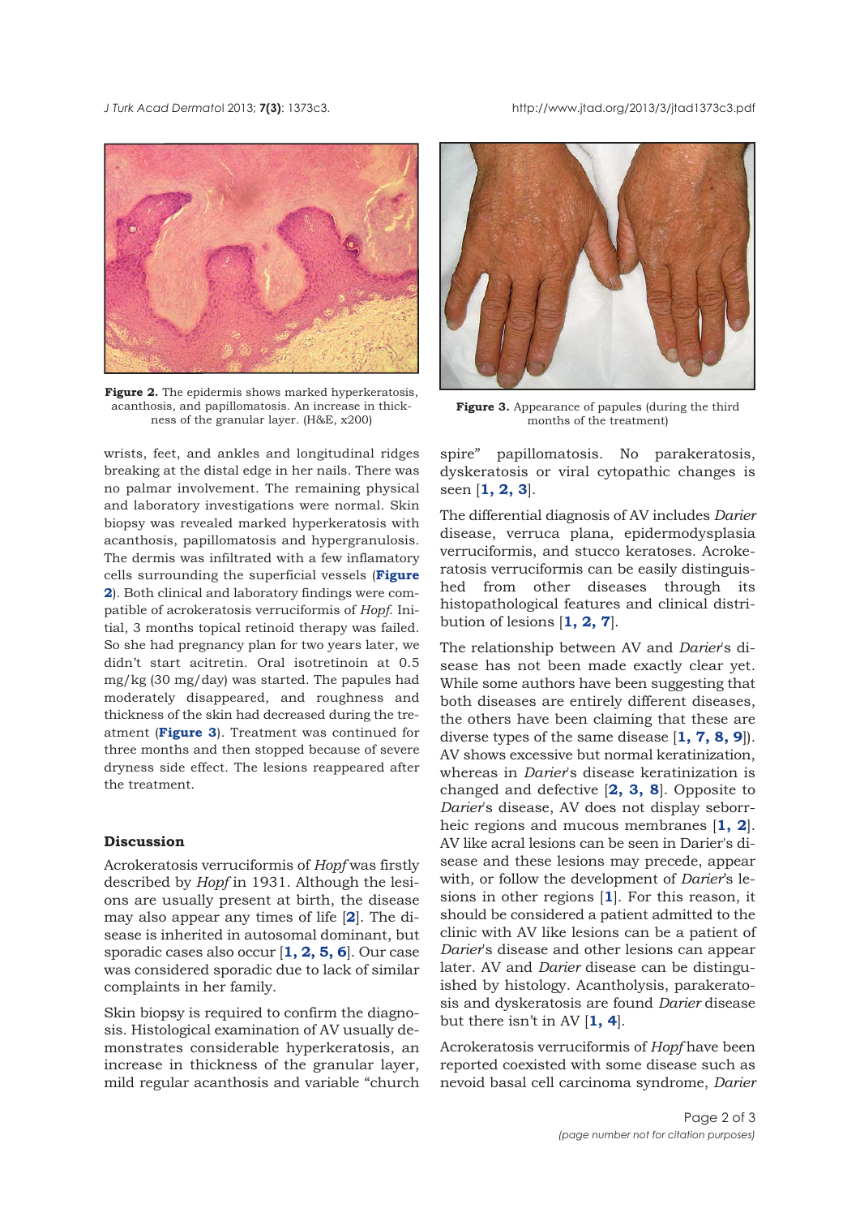**Figure 2.** The epidermis shows marked hyperkeratosis, acanthosis, and papillomatosis. An increase in thickness of the granular layer. (H&E, x200)

**Figure 3.** Appearance of papules (during the third months of the treatment)

wrists, feet, and ankles and longitudinal ridges breaking at the distal edge in her nails. There was no palmar involvement. The remaining physical and laboratory investigations were normal. Skin biopsy was revealed marked hyperkeratosis with acanthosis, papillomatosis and hypergranulosis. The dermis was infiltrated with a few inflamatory cells surrounding the superficial vessels (**Figure 2**). Both clinical and laboratory findings were compatible of acrokeratosis verruciformis of *Hopf*. Initial, 3 months topical retinoid therapy was failed. So she had pregnancy plan for two years later, we didn't start acitretin. Oral isotretinoin at 0.5 mg/kg (30 mg/day) was started. The papules had moderately disappeared, and roughness and thickness of the skin had decreased during the treatment (**Figure 3**). Treatment was continued for three months and then stopped because of severe dryness side effect. The lesions reappeared after the treatment.

## Discussion

Acrokeratosis verruciformis of *Hopf* was firstly described by *Hopf* in 1931. Although the lesions are usually present at birth, the disease may also appear any times of life [**2**]. The disease is inherited in autosomal dominant, but sporadic cases also occur [**1, 2, 5, 6**]. Our case was considered sporadic due to lack of similar complaints in her family.

Skin biopsy is required to confirm the diagnosis. Histological examination of AV usually demonstrates considerable hyperkeratosis, an increase in thickness of the granular layer, mild regular acanthosis and variable "church spire" papillomatosis. No parakeratosis, dyskeratosis or viral cytopathic changes is seen [**1, 2, 3**].

The differential diagnosis of AV includes *Darier* disease, verruca plana, epidermodysplasia verruciformis, and stucco keratoses. Acrokeratosis verruciformis can be easily distinguished from other diseases through its histopathological features and clinical distribution of lesions [**1, 2, 7**].

The relationship between AV and *Darier*'s disease has not been made exactly clear yet. While some authors have been suggesting that both diseases are entirely different diseases, the others have been claiming that these are diverse types of the same disease [**1, 7, 8, 9**]). AV shows excessive but normal keratinization, whereas in *Darier*'s disease keratinization is changed and defective [**2, 3, 8**]. Opposite to *Darier*'s disease, AV does not display seborrheic regions and mucous membranes [**1, 2**]. AV like acral lesions can be seen in Darier's disease and these lesions may precede, appear with, or follow the development of *Darier*'s lesions in other regions [**1**]. For this reason, it should be considered a patient admitted to the clinic with AV like lesions can be a patient of *Darier*'s disease and other lesions can appear later. AV and *Darier* disease can be distinguished by histology. Acantholysis, parakeratosis and dyskeratosis are found *Darier* disease but there isn't in AV [**1, 4**].

Acrokeratosis verruciformis of *Hopf* have been reported coexisted with some disease such as nevoid basal cell carcinoma syndrome, *Darier*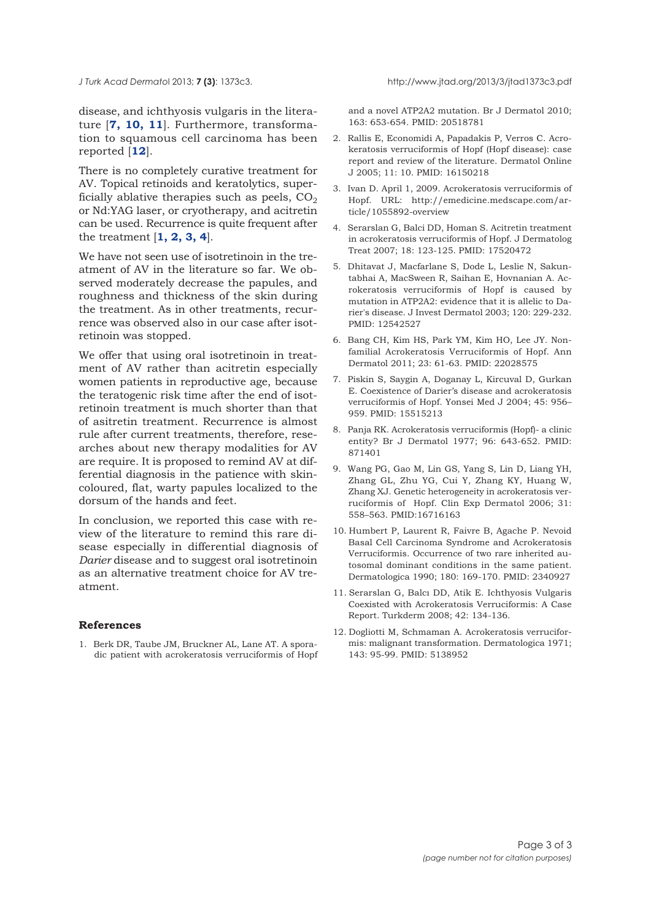disease, and ichthyosis vulgaris in the literature [**7, 10, 11**]. Furthermore, transformation to squamous cell carcinoma has been reported [**12**].

There is no completely curative treatment for AV. Topical retinoids and keratolytics, superficially ablative therapies such as peels, $CO_2$ or Nd:YAG laser, or cryotherapy, and acitretin can be used. Recurrence is quite frequent after the treatment [**1, 2, 3, 4**].

We have not seen use of isotretinoin in the treatment of AV in the literature so far. We observed moderately decrease the papules, and roughness and thickness of the skin during the treatment. As in other treatments, recurrence was observed also in our case after isotretinoin was stopped.

We offer that using oral isotretinoin in treatment of AV rather than acitretin especially women patients in reproductive age, because the teratogenic risk time after the end of isotretinoin treatment is much shorter than that of asitretin treatment. Recurrence is almost rule after current treatments, therefore, researches about new therapy modalities for AV are require. It is proposed to remind AV at differential diagnosis in the patience with skin-coloured, flat, warty papules localized to the dorsum of the hands and feet.

In conclusion, we reported this case with review of the literature to remind this rare disease especially in differential diagnosis of *Darier* disease and to suggest oral isotretinoin as an alternative treatment choice for AV treatment.

## References

1. Berk DR, Taube JM, Bruckner AL, Lane AT. A sporadic patient with acrokeratosis verruciformis of Hopf and a novel ATP2A2 mutation. Br J Dermatol 2010; 163: 653-654. PMID: 20518781
2. Rallis E, Economidi A, Papadakis P, Verros C. Acrokeratosis verruciformis of Hopf (Hopf disease): case report and review of the literature. Dermatol Online J 2005; 11: 10. PMID: 16150218
3. Ivan D. April 1, 2009. Acrokeratosis verruciformis of Hopf. URL: http://emedicine.medscape.com/article/1055892-overview
4. Serarslan G, Balci DD, Homan S. Acitretin treatment in acrokeratosis verruciformis of Hopf. J Dermatolog Treat 2007; 18: 123-125. PMID: 17520472
5. Dhitavat J, Macfarlane S, Dode L, Leslie N, Sakuntabhai A, MacSween R, Saihan E, Hovnanian A. Acrokeratosis verruciformis of Hopf is caused by mutation in ATP2A2: evidence that it is allelic to Darier's disease. J Invest Dermatol 2003; 120: 229-232. PMID: 12542527
6. Bang CH, Kim HS, Park YM, Kim HO, Lee JY. Nonfamilial Acrokeratosis Verruciformis of Hopf. Ann Dermatol 2011; 23: 61-63. PMID: 22028575
7. Piskin S, Saygin A, Doganay L, Kircuval D, Gurkan E. Coexistence of Darier's disease and acrokeratosis verruciformis of Hopf. Yonsei Med J 2004; 45: 956–959. PMID: 15515213
8. Panja RK. Acrokeratosis verruciformis (Hopf)- a clinic entity? Br J Dermatol 1977; 96: 643-652. PMID: 871401
9. Wang PG, Gao M, Lin GS, Yang S, Lin D, Liang YH, Zhang GL, Zhu YG, Cui Y, Zhang KY, Huang W, Zhang XJ. Genetic heterogeneity in acrokeratosis verruciformis of Hopf. Clin Exp Dermatol 2006; 31: 558–563. PMID:16716163
10. Humbert P, Laurent R, Faivre B, Agache P. Nevoid Basal Cell Carcinoma Syndrome and Acrokeratosis Verruciformis. Occurrence of two rare inherited autosomal dominant conditions in the same patient. Dermatologica 1990; 180: 169-170. PMID: 2340927
11. Serarslan G, Balcı DD, Atik E. Ichthyosis Vulgaris Coexisted with Acrokeratosis Verruciformis: A Case Report. Turkderm 2008; 42: 134-136.
12. Dogliotti M, Schmaman A. Acrokeratosis verruciformis: malignant transformation. Dermatologica 1971; 143: 95-99. PMID: 5138952